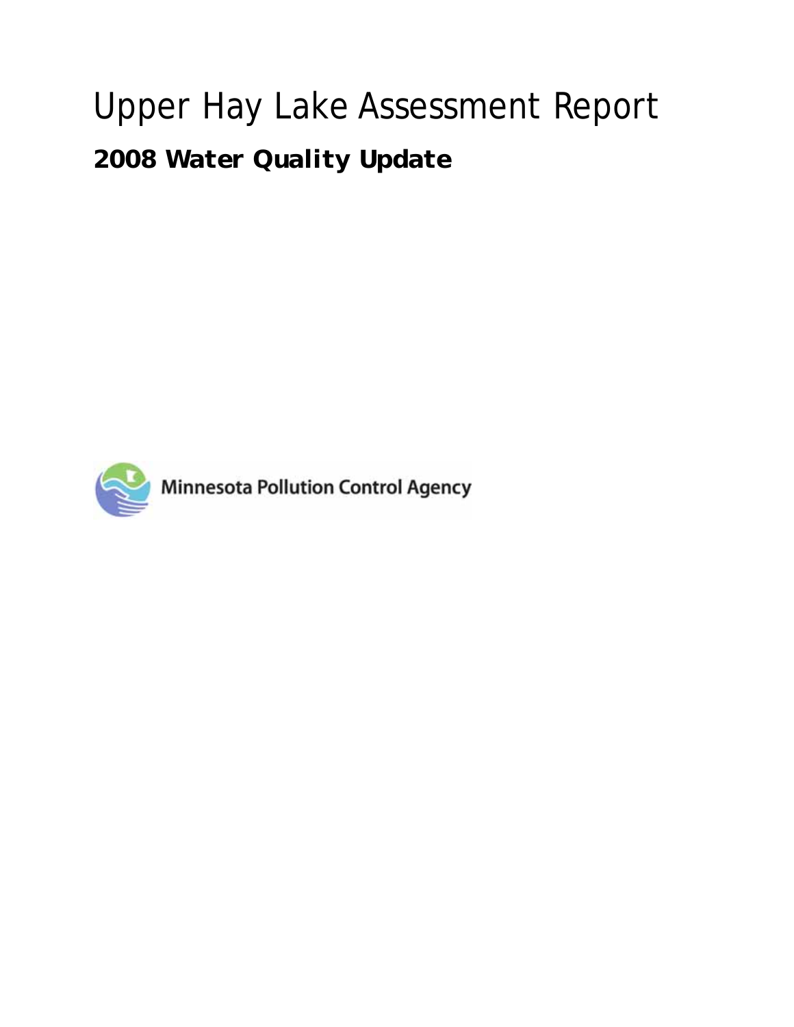# Upper Hay Lake Assessment Report

## 2008 Water Quality Update

Minnesota Pollution Control Agency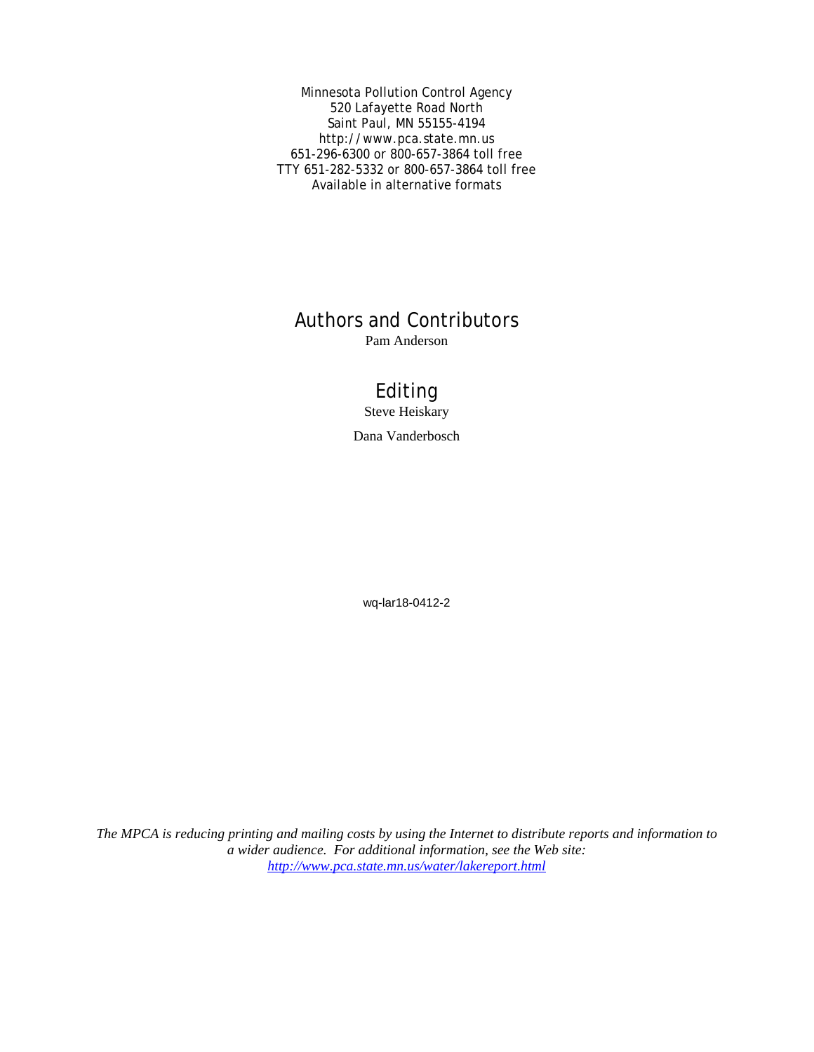Minnesota Pollution Control Agency
520 Lafayette Road North
Saint Paul, MN 55155-4194
http://www.pca.state.mn.us
651-296-6300 or 800-657-3864 toll free
TTY 651-282-5332 or 800-657-3864 toll free
Available in alternative formats

## Authors and Contributors

Pam Anderson

## Editing

Steve Heiskary

Dana Vanderbosch

wq-lar18-0412-2

*The MPCA is reducing printing and mailing costs by using the Internet to distribute reports and information to a wider audience. For additional information, see the Web site:* *[http://www.pca.state.mn.us/water/lakereport.html](http://www.pca.state.mn.us/water/lakereport.html)*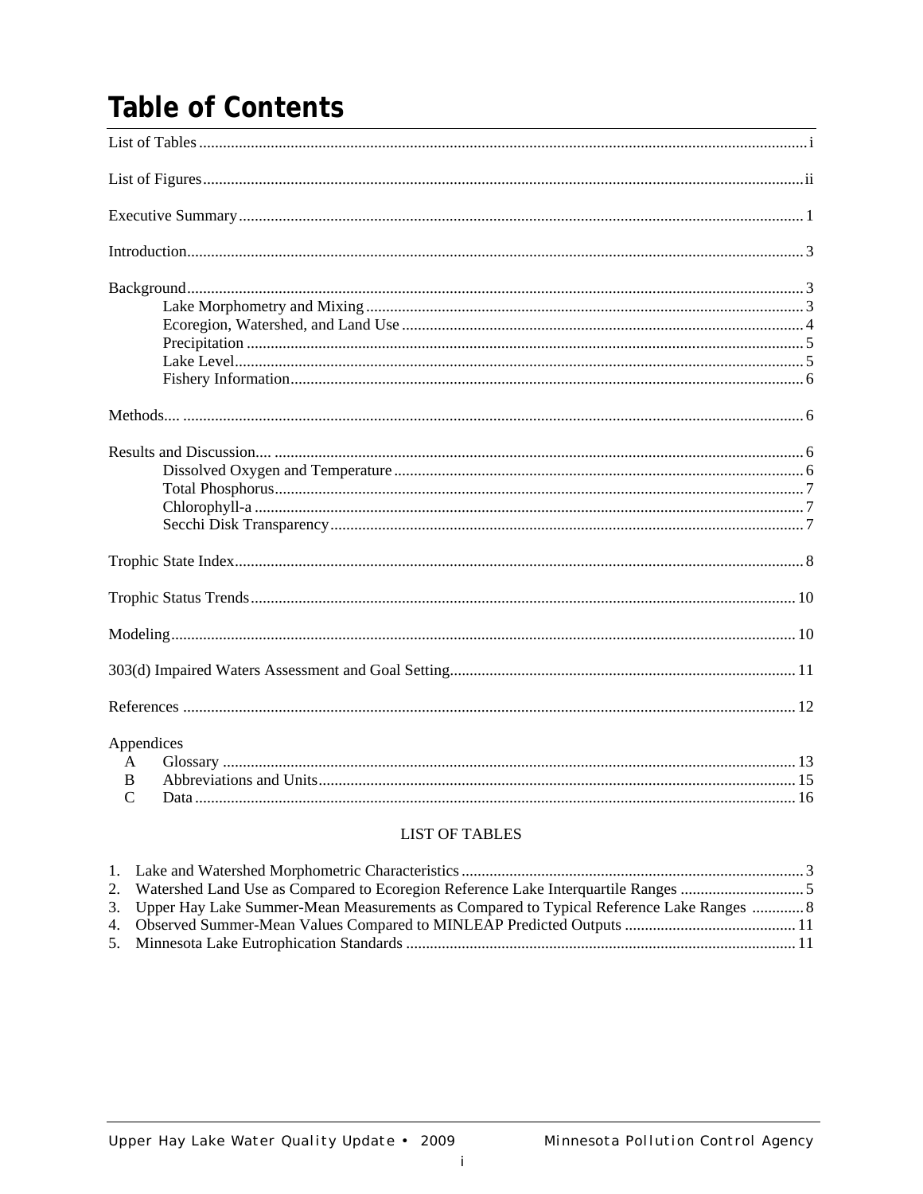# Table of Contents

List of Tables ........ i

List of Figures ........ ii

Executive Summary ........ 1

Introduction ........ 3

Background ........ 3
- Lake Morphometry and Mixing ........ 3
- Ecoregion, Watershed, and Land Use ........ 4
- Precipitation ........ 5
- Lake Level ........ 5
- Fishery Information ........ 6

Methods.... ........ 6

Results and Discussion.... ........ 6
- Dissolved Oxygen and Temperature ........ 6
- Total Phosphorus ........ 7
- Chlorophyll-a ........ 7
- Secchi Disk Transparency ........ 7

Trophic State Index ........ 8

Trophic Status Trends ........ 10

Modeling ........ 10

303(d) Impaired Waters Assessment and Goal Setting ........ 11

References ........ 12

Appendices
- A Glossary ........ 13
- B Abbreviations and Units ........ 15
- C Data ........ 16

## LIST OF TABLES

1. Lake and Watershed Morphometric Characteristics ........ 3
2. Watershed Land Use as Compared to Ecoregion Reference Lake Interquartile Ranges ........ 5
3. Upper Hay Lake Summer-Mean Measurements as Compared to Typical Reference Lake Ranges ........ 8
4. Observed Summer-Mean Values Compared to MINLEAP Predicted Outputs ........ 11
5. Minnesota Lake Eutrophication Standards ........ 11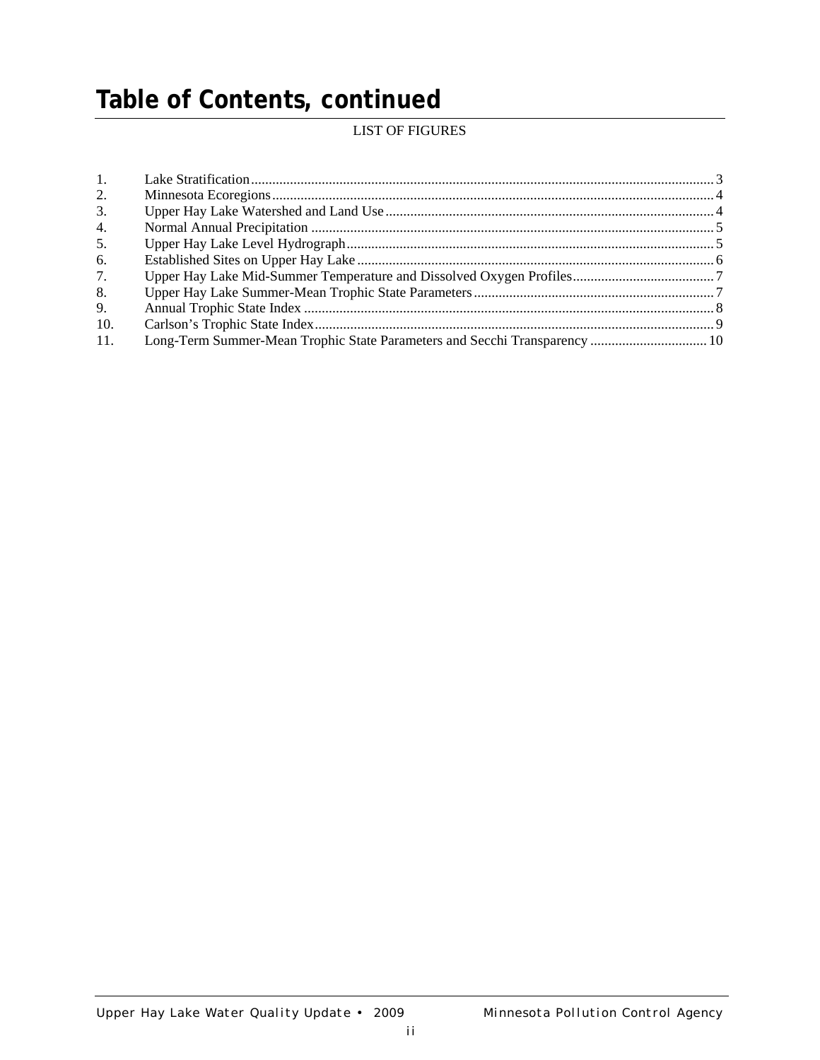# Table of Contents, continued

LIST OF FIGURES

1. Lake Stratification .......... 3
2. Minnesota Ecoregions .......... 4
3. Upper Hay Lake Watershed and Land Use .......... 4
4. Normal Annual Precipitation .......... 5
5. Upper Hay Lake Level Hydrograph .......... 5
6. Established Sites on Upper Hay Lake .......... 6
7. Upper Hay Lake Mid-Summer Temperature and Dissolved Oxygen Profiles .......... 7
8. Upper Hay Lake Summer-Mean Trophic State Parameters .......... 7
9. Annual Trophic State Index .......... 8
10. Carlson's Trophic State Index .......... 9
11. Long-Term Summer-Mean Trophic State Parameters and Secchi Transparency .......... 10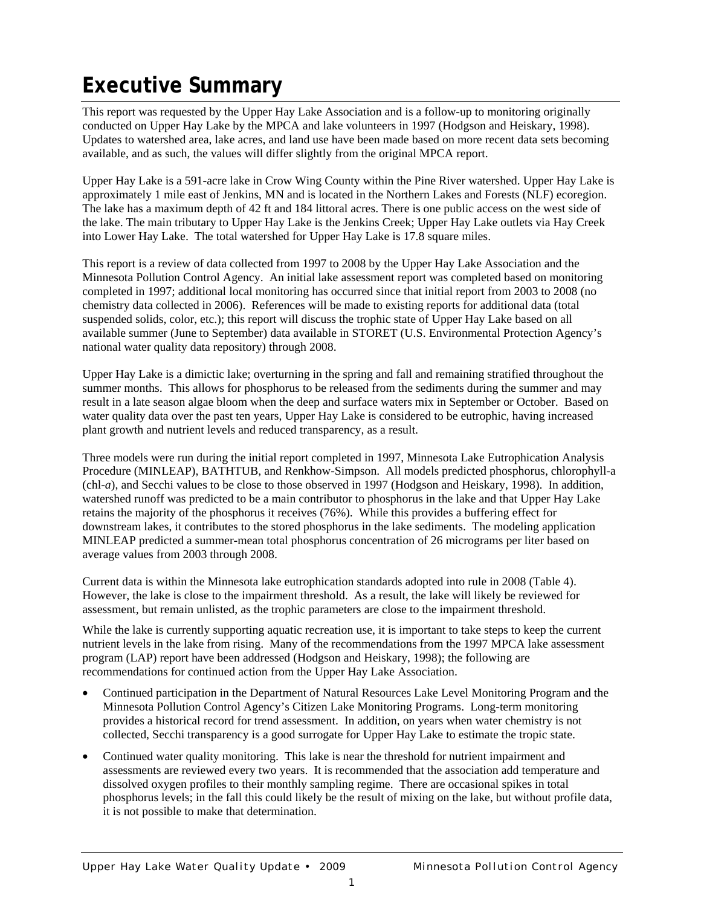# Executive Summary

This report was requested by the Upper Hay Lake Association and is a follow-up to monitoring originally conducted on Upper Hay Lake by the MPCA and lake volunteers in 1997 (Hodgson and Heiskary, 1998). Updates to watershed area, lake acres, and land use have been made based on more recent data sets becoming available, and as such, the values will differ slightly from the original MPCA report.

Upper Hay Lake is a 591-acre lake in Crow Wing County within the Pine River watershed. Upper Hay Lake is approximately 1 mile east of Jenkins, MN and is located in the Northern Lakes and Forests (NLF) ecoregion. The lake has a maximum depth of 42 ft and 184 littoral acres. There is one public access on the west side of the lake. The main tributary to Upper Hay Lake is the Jenkins Creek; Upper Hay Lake outlets via Hay Creek into Lower Hay Lake. The total watershed for Upper Hay Lake is 17.8 square miles.

This report is a review of data collected from 1997 to 2008 by the Upper Hay Lake Association and the Minnesota Pollution Control Agency. An initial lake assessment report was completed based on monitoring completed in 1997; additional local monitoring has occurred since that initial report from 2003 to 2008 (no chemistry data collected in 2006). References will be made to existing reports for additional data (total suspended solids, color, etc.); this report will discuss the trophic state of Upper Hay Lake based on all available summer (June to September) data available in STORET (U.S. Environmental Protection Agency's national water quality data repository) through 2008.

Upper Hay Lake is a dimictic lake; overturning in the spring and fall and remaining stratified throughout the summer months. This allows for phosphorus to be released from the sediments during the summer and may result in a late season algae bloom when the deep and surface waters mix in September or October. Based on water quality data over the past ten years, Upper Hay Lake is considered to be eutrophic, having increased plant growth and nutrient levels and reduced transparency, as a result.

Three models were run during the initial report completed in 1997, Minnesota Lake Eutrophication Analysis Procedure (MINLEAP), BATHTUB, and Renkhow-Simpson. All models predicted phosphorus, chlorophyll-a (chl-*a*), and Secchi values to be close to those observed in 1997 (Hodgson and Heiskary, 1998). In addition, watershed runoff was predicted to be a main contributor to phosphorus in the lake and that Upper Hay Lake retains the majority of the phosphorus it receives (76%). While this provides a buffering effect for downstream lakes, it contributes to the stored phosphorus in the lake sediments. The modeling application MINLEAP predicted a summer-mean total phosphorus concentration of 26 micrograms per liter based on average values from 2003 through 2008.

Current data is within the Minnesota lake eutrophication standards adopted into rule in 2008 (Table 4). However, the lake is close to the impairment threshold. As a result, the lake will likely be reviewed for assessment, but remain unlisted, as the trophic parameters are close to the impairment threshold.

While the lake is currently supporting aquatic recreation use, it is important to take steps to keep the current nutrient levels in the lake from rising. Many of the recommendations from the 1997 MPCA lake assessment program (LAP) report have been addressed (Hodgson and Heiskary, 1998); the following are recommendations for continued action from the Upper Hay Lake Association.

- Continued participation in the Department of Natural Resources Lake Level Monitoring Program and the Minnesota Pollution Control Agency's Citizen Lake Monitoring Programs. Long-term monitoring provides a historical record for trend assessment. In addition, on years when water chemistry is not collected, Secchi transparency is a good surrogate for Upper Hay Lake to estimate the tropic state.
- Continued water quality monitoring. This lake is near the threshold for nutrient impairment and assessments are reviewed every two years. It is recommended that the association add temperature and dissolved oxygen profiles to their monthly sampling regime. There are occasional spikes in total phosphorus levels; in the fall this could likely be the result of mixing on the lake, but without profile data, it is not possible to make that determination.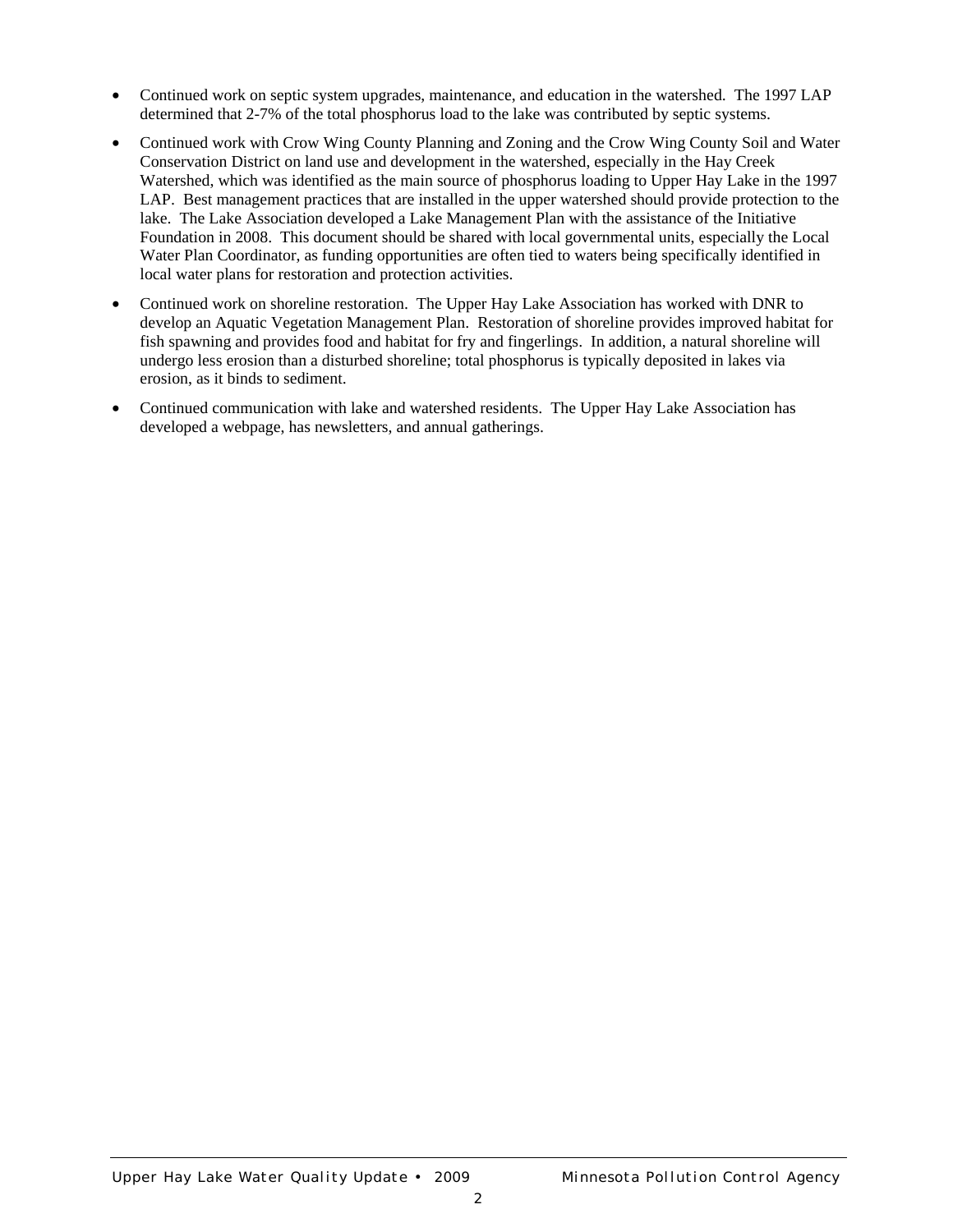- Continued work on septic system upgrades, maintenance, and education in the watershed. The 1997 LAP determined that 2-7% of the total phosphorus load to the lake was contributed by septic systems.
- Continued work with Crow Wing County Planning and Zoning and the Crow Wing County Soil and Water Conservation District on land use and development in the watershed, especially in the Hay Creek Watershed, which was identified as the main source of phosphorus loading to Upper Hay Lake in the 1997 LAP. Best management practices that are installed in the upper watershed should provide protection to the lake. The Lake Association developed a Lake Management Plan with the assistance of the Initiative Foundation in 2008. This document should be shared with local governmental units, especially the Local Water Plan Coordinator, as funding opportunities are often tied to waters being specifically identified in local water plans for restoration and protection activities.
- Continued work on shoreline restoration. The Upper Hay Lake Association has worked with DNR to develop an Aquatic Vegetation Management Plan. Restoration of shoreline provides improved habitat for fish spawning and provides food and habitat for fry and fingerlings. In addition, a natural shoreline will undergo less erosion than a disturbed shoreline; total phosphorus is typically deposited in lakes via erosion, as it binds to sediment.
- Continued communication with lake and watershed residents. The Upper Hay Lake Association has developed a webpage, has newsletters, and annual gatherings.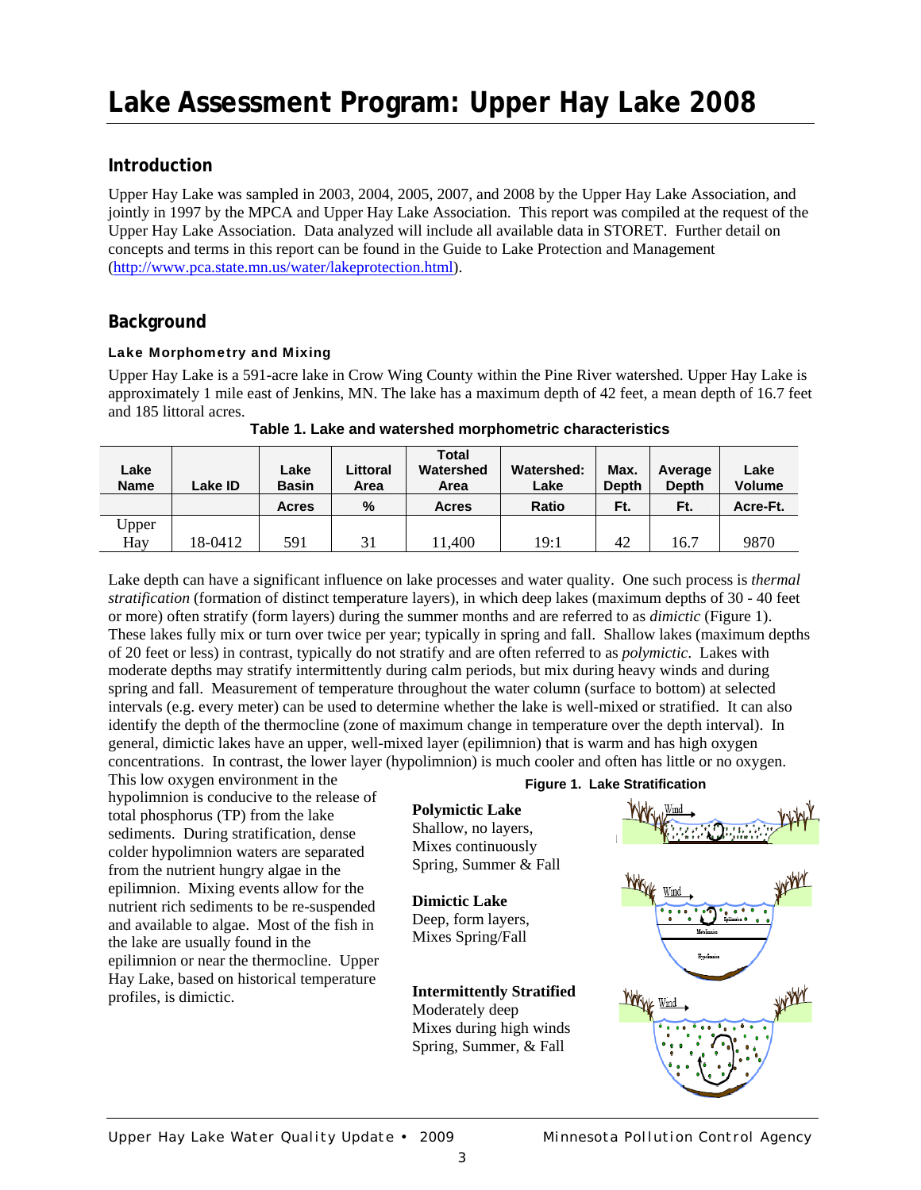# Lake Assessment Program: Upper Hay Lake 2008

## Introduction

Upper Hay Lake was sampled in 2003, 2004, 2005, 2007, and 2008 by the Upper Hay Lake Association, and jointly in 1997 by the MPCA and Upper Hay Lake Association. This report was compiled at the request of the Upper Hay Lake Association. Data analyzed will include all available data in STORET. Further detail on concepts and terms in this report can be found in the Guide to Lake Protection and Management (http://www.pca.state.mn.us/water/lakeprotection.html).

## Background

### Lake Morphometry and Mixing

Upper Hay Lake is a 591-acre lake in Crow Wing County within the Pine River watershed. Upper Hay Lake is approximately 1 mile east of Jenkins, MN. The lake has a maximum depth of 42 feet, a mean depth of 16.7 feet and 185 littoral acres.

**Table 1. Lake and watershed morphometric characteristics**

| Lake Name | Lake ID | Lake Basin | Littoral Area | Total Watershed Area | Watershed: Lake | Max. Depth | Average Depth | Lake Volume |
|---|---|---|---|---|---|---|---|---|
| | | Acres | % | Acres | Ratio | Ft. | Ft. | Acre-Ft. |
| Upper Hay | 18-0412 | 591 | 31 | 11,400 | 19:1 | 42 | 16.7 | 9870 |

Lake depth can have a significant influence on lake processes and water quality. One such process is *thermal stratification* (formation of distinct temperature layers), in which deep lakes (maximum depths of 30 - 40 feet or more) often stratify (form layers) during the summer months and are referred to as *dimictic* (Figure 1). These lakes fully mix or turn over twice per year; typically in spring and fall. Shallow lakes (maximum depths of 20 feet or less) in contrast, typically do not stratify and are often referred to as *polymictic*. Lakes with moderate depths may stratify intermittently during calm periods, but mix during heavy winds and during spring and fall. Measurement of temperature throughout the water column (surface to bottom) at selected intervals (e.g. every meter) can be used to determine whether the lake is well-mixed or stratified. It can also identify the depth of the thermocline (zone of maximum change in temperature over the depth interval). In general, dimictic lakes have an upper, well-mixed layer (epilimnion) that is warm and has high oxygen concentrations. In contrast, the lower layer (hypolimnion) is much cooler and often has little or no oxygen. This low oxygen environment in the hypolimnion is conducive to the release of total phosphorus (TP) from the lake sediments. During stratification, dense colder hypolimnion waters are separated from the nutrient hungry algae in the epilimnion. Mixing events allow for the nutrient rich sediments to be re-suspended and available to algae. Most of the fish in the lake are usually found in the epilimnion or near the thermocline. Upper Hay Lake, based on historical temperature profiles, is dimictic.

**Figure 1. Lake Stratification**

**Polymictic Lake**
Shallow, no layers,
Mixes continuously
Spring, Summer & Fall

**Dimictic Lake**
Deep, form layers,
Mixes Spring/Fall

**Intermittently Stratified**
Moderately deep
Mixes during high winds
Spring, Summer, & Fall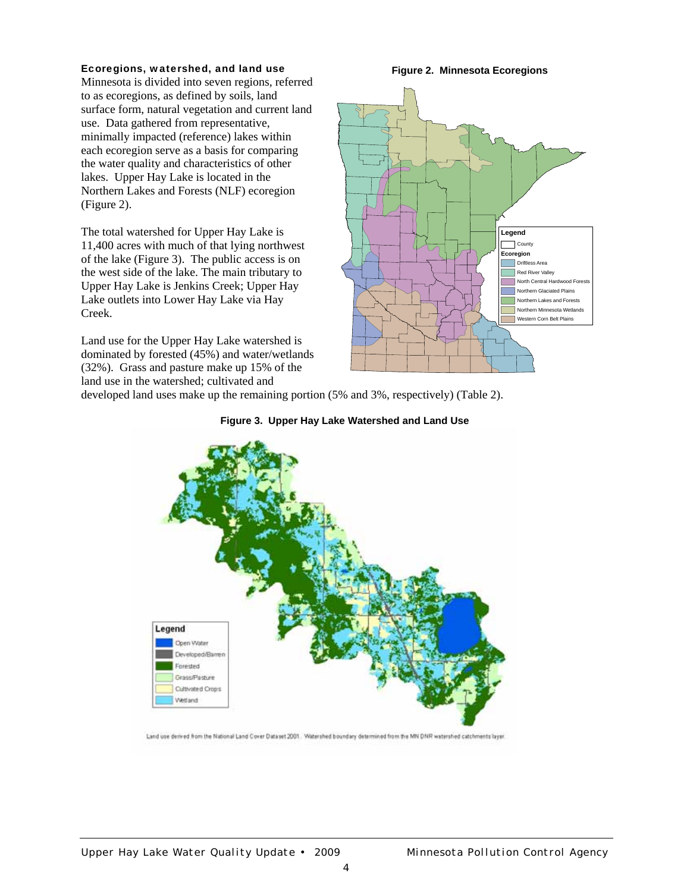### Ecoregions, watershed, and land use

Minnesota is divided into seven regions, referred to as ecoregions, as defined by soils, land surface form, natural vegetation and current land use. Data gathered from representative, minimally impacted (reference) lakes within each ecoregion serve as a basis for comparing the water quality and characteristics of other lakes. Upper Hay Lake is located in the Northern Lakes and Forests (NLF) ecoregion (Figure 2).

The total watershed for Upper Hay Lake is 11,400 acres with much of that lying northwest of the lake (Figure 3). The public access is on the west side of the lake. The main tributary to Upper Hay Lake is Jenkins Creek; Upper Hay Lake outlets into Lower Hay Lake via Hay Creek.

Land use for the Upper Hay Lake watershed is dominated by forested (45%) and water/wetlands (32%). Grass and pasture make up 15% of the land use in the watershed; cultivated and developed land uses make up the remaining portion (5% and 3%, respectively) (Table 2).

**Figure 2. Minnesota Ecoregions**

**Figure 3. Upper Hay Lake Watershed and Land Use**

Land use derived from the National Land Cover Dataset 2001. Watershed boundary determined from the MN DNR watershed catchments layer.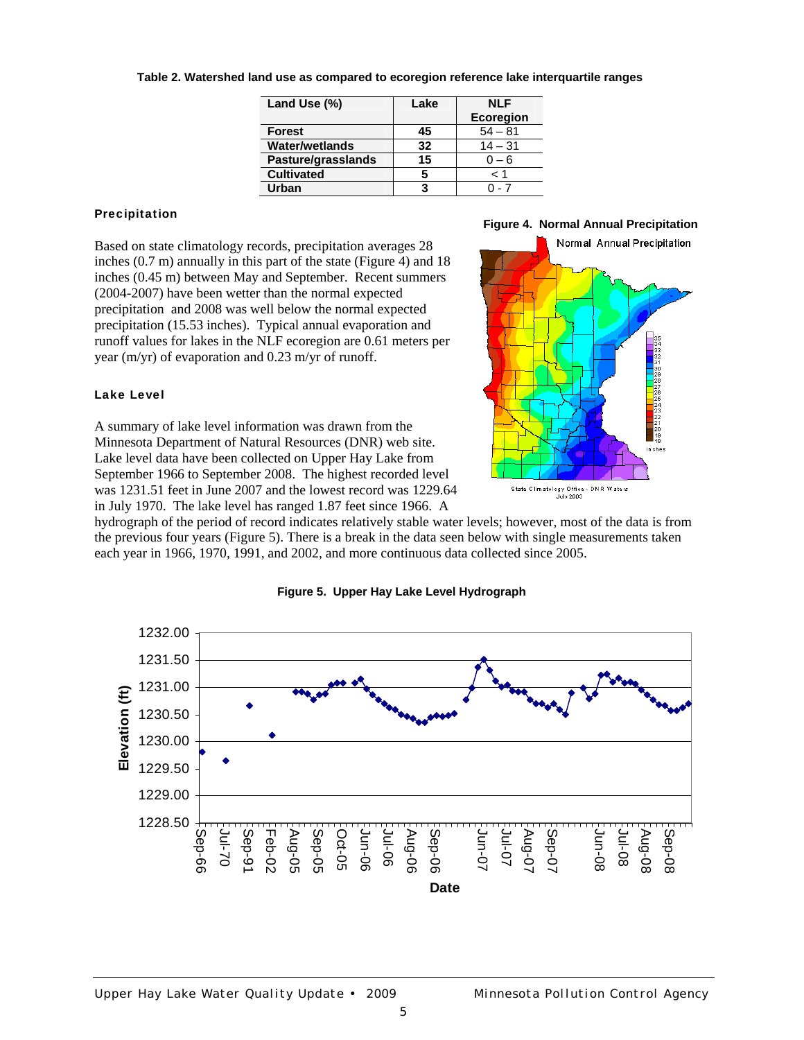**Table 2. Watershed land use as compared to ecoregion reference lake interquartile ranges**

| Land Use (%) | Lake | NLF Ecoregion |
|---|---|---|
| Forest | 45 | 54 – 81 |
| Water/wetlands | 32 | 14 – 31 |
| Pasture/grasslands | 15 | 0 – 6 |
| Cultivated | 5 | < 1 |
| Urban | 3 | 0 - 7 |

### Precipitation

Based on state climatology records, precipitation averages 28 inches (0.7 m) annually in this part of the state (Figure 4) and 18 inches (0.45 m) between May and September. Recent summers (2004-2007) have been wetter than the normal expected precipitation and 2008 was well below the normal expected precipitation (15.53 inches). Typical annual evaporation and runoff values for lakes in the NLF ecoregion are 0.61 meters per year (m/yr) of evaporation and 0.23 m/yr of runoff.

**Figure 4. Normal Annual Precipitation**

### Lake Level

A summary of lake level information was drawn from the Minnesota Department of Natural Resources (DNR) web site. Lake level data have been collected on Upper Hay Lake from September 1966 to September 2008. The highest recorded level was 1231.51 feet in June 2007 and the lowest record was 1229.64 in July 1970. The lake level has ranged 1.87 feet since 1966. A hydrograph of the period of record indicates relatively stable water levels; however, most of the data is from the previous four years (Figure 5). There is a break in the data seen below with single measurements taken each year in 1966, 1970, 1991, and 2002, and more continuous data collected since 2005.

**Figure 5. Upper Hay Lake Level Hydrograph**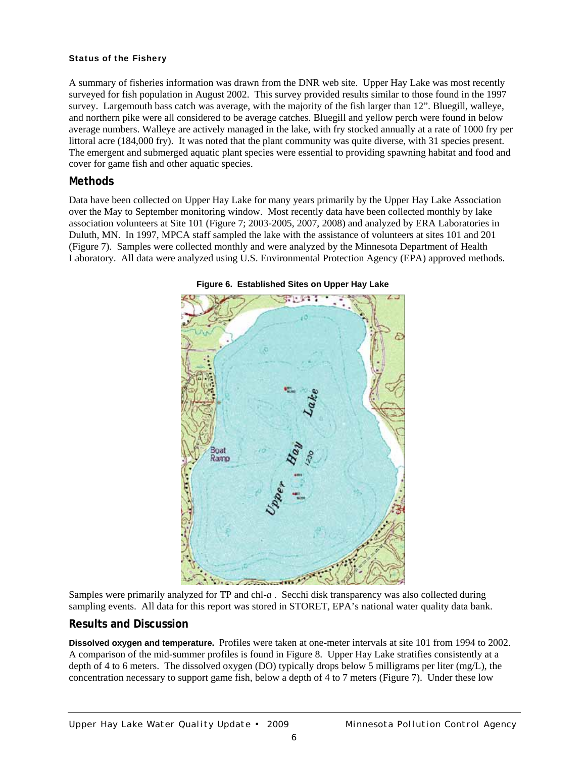### Status of the Fishery

A summary of fisheries information was drawn from the DNR web site. Upper Hay Lake was most recently surveyed for fish population in August 2002. This survey provided results similar to those found in the 1997 survey. Largemouth bass catch was average, with the majority of the fish larger than 12". Bluegill, walleye, and northern pike were all considered to be average catches. Bluegill and yellow perch were found in below average numbers. Walleye are actively managed in the lake, with fry stocked annually at a rate of 1000 fry per littoral acre (184,000 fry). It was noted that the plant community was quite diverse, with 31 species present. The emergent and submerged aquatic plant species were essential to providing spawning habitat and food and cover for game fish and other aquatic species.

## Methods

Data have been collected on Upper Hay Lake for many years primarily by the Upper Hay Lake Association over the May to September monitoring window. Most recently data have been collected monthly by lake association volunteers at Site 101 (Figure 7; 2003-2005, 2007, 2008) and analyzed by ERA Laboratories in Duluth, MN. In 1997, MPCA staff sampled the lake with the assistance of volunteers at sites 101 and 201 (Figure 7). Samples were collected monthly and were analyzed by the Minnesota Department of Health Laboratory. All data were analyzed using U.S. Environmental Protection Agency (EPA) approved methods.

**Figure 6. Established Sites on Upper Hay Lake**

Samples were primarily analyzed for TP and chl-*a* . Secchi disk transparency was also collected during sampling events. All data for this report was stored in STORET, EPA's national water quality data bank.

## Results and Discussion

**Dissolved oxygen and temperature.** Profiles were taken at one-meter intervals at site 101 from 1994 to 2002. A comparison of the mid-summer profiles is found in Figure 8. Upper Hay Lake stratifies consistently at a depth of 4 to 6 meters. The dissolved oxygen (DO) typically drops below 5 milligrams per liter (mg/L), the concentration necessary to support game fish, below a depth of 4 to 7 meters (Figure 7). Under these low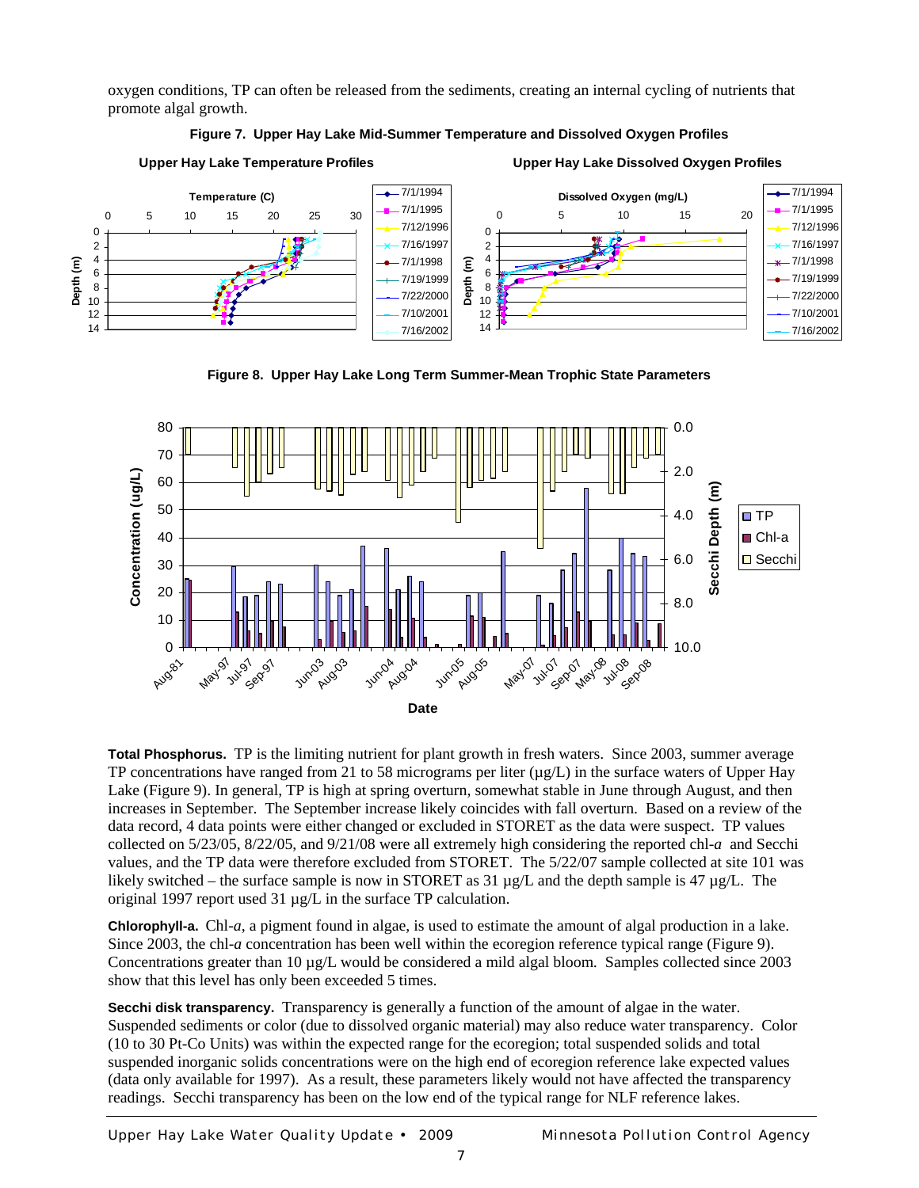oxygen conditions, TP can often be released from the sediments, creating an internal cycling of nutrients that promote algal growth.

**Figure 7. Upper Hay Lake Mid-Summer Temperature and Dissolved Oxygen Profiles**

**Figure 8. Upper Hay Lake Long Term Summer-Mean Trophic State Parameters**

**Total Phosphorus.** TP is the limiting nutrient for plant growth in fresh waters. Since 2003, summer average TP concentrations have ranged from 21 to 58 micrograms per liter (µg/L) in the surface waters of Upper Hay Lake (Figure 9). In general, TP is high at spring overturn, somewhat stable in June through August, and then increases in September. The September increase likely coincides with fall overturn. Based on a review of the data record, 4 data points were either changed or excluded in STORET as the data were suspect. TP values collected on 5/23/05, 8/22/05, and 9/21/08 were all extremely high considering the reported chl-*a* and Secchi values, and the TP data were therefore excluded from STORET. The 5/22/07 sample collected at site 101 was likely switched – the surface sample is now in STORET as 31 µg/L and the depth sample is 47 µg/L. The original 1997 report used 31 µg/L in the surface TP calculation.

**Chlorophyll-a.** Chl-*a*, a pigment found in algae, is used to estimate the amount of algal production in a lake. Since 2003, the chl-*a* concentration has been well within the ecoregion reference typical range (Figure 9). Concentrations greater than 10 µg/L would be considered a mild algal bloom. Samples collected since 2003 show that this level has only been exceeded 5 times.

**Secchi disk transparency.** Transparency is generally a function of the amount of algae in the water. Suspended sediments or color (due to dissolved organic material) may also reduce water transparency. Color (10 to 30 Pt-Co Units) was within the expected range for the ecoregion; total suspended solids and total suspended inorganic solids concentrations were on the high end of ecoregion reference lake expected values (data only available for 1997). As a result, these parameters likely would not have affected the transparency readings. Secchi transparency has been on the low end of the typical range for NLF reference lakes.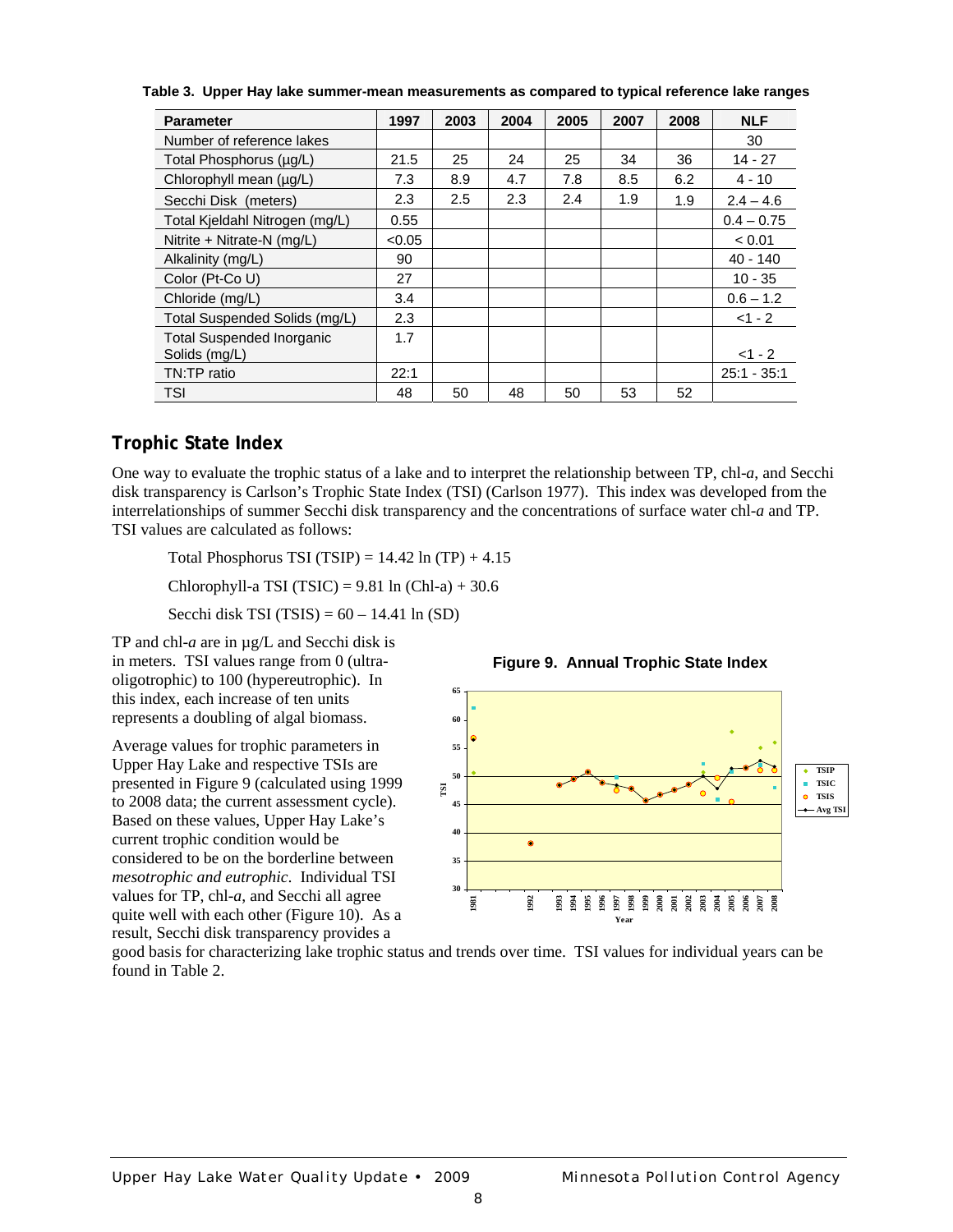**Table 3. Upper Hay lake summer-mean measurements as compared to typical reference lake ranges**

| Parameter | 1997 | 2003 | 2004 | 2005 | 2007 | 2008 | NLF |
|---|---|---|---|---|---|---|---|
| Number of reference lakes | | | | | | | 30 |
| Total Phosphorus (µg/L) | 21.5 | 25 | 24 | 25 | 34 | 36 | 14 - 27 |
| Chlorophyll mean (µg/L) | 7.3 | 8.9 | 4.7 | 7.8 | 8.5 | 6.2 | 4 - 10 |
| Secchi Disk (meters) | 2.3 | 2.5 | 2.3 | 2.4 | 1.9 | 1.9 | 2.4 – 4.6 |
| Total Kjeldahl Nitrogen (mg/L) | 0.55 | | | | | | 0.4 – 0.75 |
| Nitrite + Nitrate-N (mg/L) | <0.05 | | | | | | < 0.01 |
| Alkalinity (mg/L) | 90 | | | | | | 40 - 140 |
| Color (Pt-Co U) | 27 | | | | | | 10 - 35 |
| Chloride (mg/L) | 3.4 | | | | | | 0.6 – 1.2 |
| Total Suspended Solids (mg/L) | 2.3 | | | | | | <1 - 2 |
| Total Suspended Inorganic Solids (mg/L) | 1.7 | | | | | | <1 - 2 |
| TN:TP ratio | 22:1 | | | | | | 25:1 - 35:1 |
| TSI | 48 | 50 | 48 | 50 | 53 | 52 | |

## Trophic State Index

One way to evaluate the trophic status of a lake and to interpret the relationship between TP, chl-*a*, and Secchi disk transparency is Carlson's Trophic State Index (TSI) (Carlson 1977). This index was developed from the interrelationships of summer Secchi disk transparency and the concentrations of surface water chl-*a* and TP. TSI values are calculated as follows:

Total Phosphorus TSI (TSIP) = 14.42 ln (TP) + 4.15

Chlorophyll-a TSI (TSIC) = 9.81 ln (Chl-a) + 30.6

Secchi disk TSI (TSIS) = 60 – 14.41 ln (SD)

TP and chl-*a* are in µg/L and Secchi disk is in meters. TSI values range from 0 (ultra-oligotrophic) to 100 (hypereutrophic). In this index, each increase of ten units represents a doubling of algal biomass.

Average values for trophic parameters in Upper Hay Lake and respective TSIs are presented in Figure 9 (calculated using 1999 to 2008 data; the current assessment cycle). Based on these values, Upper Hay Lake's current trophic condition would be considered to be on the borderline between *mesotrophic and eutrophic*. Individual TSI values for TP, chl-*a*, and Secchi all agree quite well with each other (Figure 10). As a result, Secchi disk transparency provides a good basis for characterizing lake trophic status and trends over time. TSI values for individual years can be found in Table 2.

**Figure 9. Annual Trophic State Index**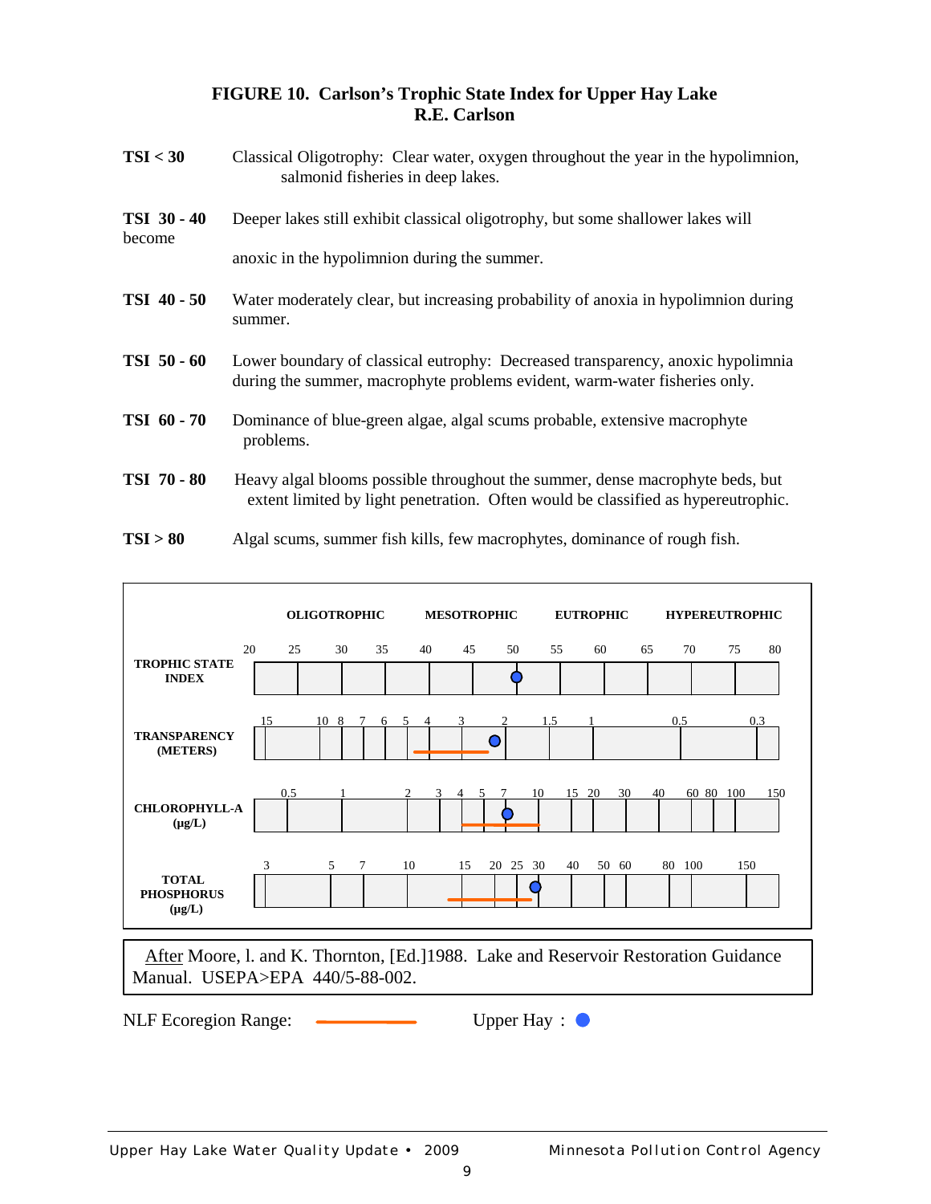## FIGURE 10. Carlson's Trophic State Index for Upper Hay Lake
### R.E. Carlson

**TSI < 30** Classical Oligotrophy: Clear water, oxygen throughout the year in the hypolimnion, salmonid fisheries in deep lakes.

**TSI 30 - 40** Deeper lakes still exhibit classical oligotrophy, but some shallower lakes will become anoxic in the hypolimnion during the summer.

**TSI 40 - 50** Water moderately clear, but increasing probability of anoxia in hypolimnion during summer.

**TSI 50 - 60** Lower boundary of classical eutrophy: Decreased transparency, anoxic hypolimnia during the summer, macrophyte problems evident, warm-water fisheries only.

**TSI 60 - 70** Dominance of blue-green algae, algal scums probable, extensive macrophyte problems.

**TSI 70 - 80** Heavy algal blooms possible throughout the summer, dense macrophyte beds, but extent limited by light penetration. Often would be classified as hypereutrophic.

**TSI > 80** Algal scums, summer fish kills, few macrophytes, dominance of rough fish.

**OLIGOTROPHIC** **MESOTROPHIC** **EUTROPHIC** **HYPEREUTROPHIC**

**TROPHIC STATE INDEX**: 20 25 30 35 40 45 50 55 60 65 70 75 80

**TRANSPARENCY (METERS)**: 15 10 8 7 6 5 4 3 2 1.5 1 0.5 0.3

**CHLOROPHYLL-A (µg/L)**: 0.5 1 2 3 4 5 7 10 15 20 30 40 60 80 100 150

**TOTAL PHOSPHORUS (µg/L)**: 3 5 7 10 15 20 25 30 40 50 60 80 100 150

After Moore, l. and K. Thornton, [Ed.]1988. Lake and Reservoir Restoration Guidance Manual. USEPA>EPA 440/5-88-002.

NLF Ecoregion Range: (orange line) Upper Hay : (blue dot)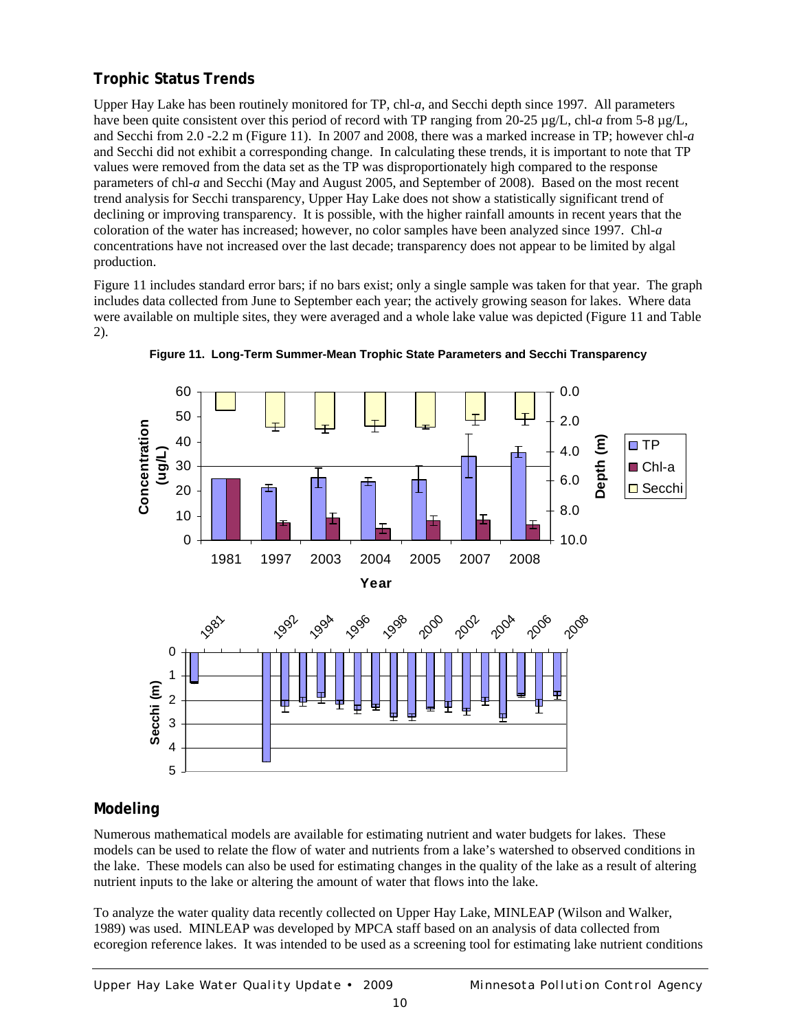## Trophic Status Trends

Upper Hay Lake has been routinely monitored for TP, chl-*a*, and Secchi depth since 1997. All parameters have been quite consistent over this period of record with TP ranging from 20-25 µg/L, chl-*a* from 5-8 µg/L, and Secchi from 2.0 -2.2 m (Figure 11). In 2007 and 2008, there was a marked increase in TP; however chl-*a* and Secchi did not exhibit a corresponding change. In calculating these trends, it is important to note that TP values were removed from the data set as the TP was disproportionately high compared to the response parameters of chl-*a* and Secchi (May and August 2005, and September of 2008). Based on the most recent trend analysis for Secchi transparency, Upper Hay Lake does not show a statistically significant trend of declining or improving transparency. It is possible, with the higher rainfall amounts in recent years that the coloration of the water has increased; however, no color samples have been analyzed since 1997. Chl-*a* concentrations have not increased over the last decade; transparency does not appear to be limited by algal production.

Figure 11 includes standard error bars; if no bars exist; only a single sample was taken for that year. The graph includes data collected from June to September each year; the actively growing season for lakes. Where data were available on multiple sites, they were averaged and a whole lake value was depicted (Figure 11 and Table 2).

**Figure 11. Long-Term Summer-Mean Trophic State Parameters and Secchi Transparency**

## Modeling

Numerous mathematical models are available for estimating nutrient and water budgets for lakes. These models can be used to relate the flow of water and nutrients from a lake's watershed to observed conditions in the lake. These models can also be used for estimating changes in the quality of the lake as a result of altering nutrient inputs to the lake or altering the amount of water that flows into the lake.

To analyze the water quality data recently collected on Upper Hay Lake, MINLEAP (Wilson and Walker, 1989) was used. MINLEAP was developed by MPCA staff based on an analysis of data collected from ecoregion reference lakes. It was intended to be used as a screening tool for estimating lake nutrient conditions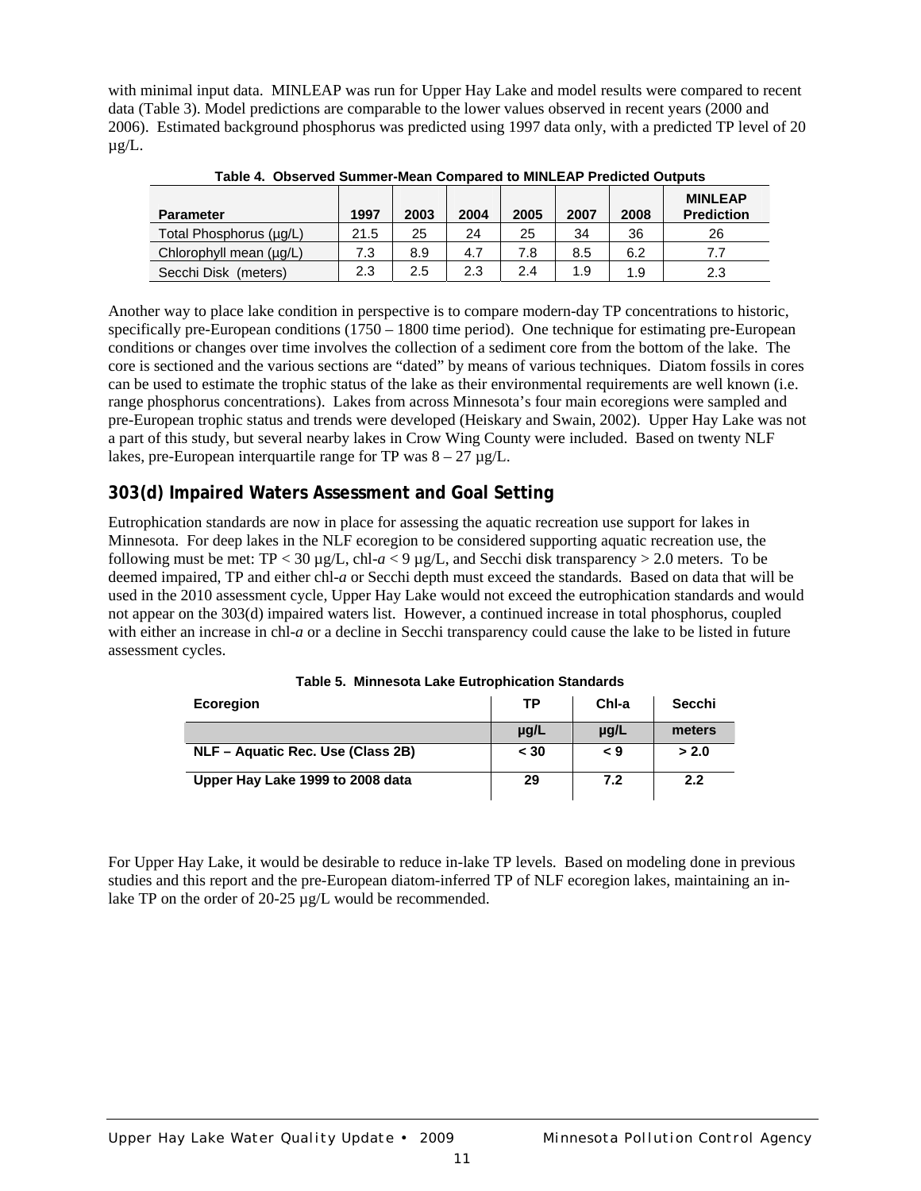with minimal input data. MINLEAP was run for Upper Hay Lake and model results were compared to recent data (Table 3). Model predictions are comparable to the lower values observed in recent years (2000 and 2006). Estimated background phosphorus was predicted using 1997 data only, with a predicted TP level of 20 µg/L.

**Table 4. Observed Summer-Mean Compared to MINLEAP Predicted Outputs**

| Parameter | 1997 | 2003 | 2004 | 2005 | 2007 | 2008 | MINLEAP Prediction |
|---|---|---|---|---|---|---|---|
| Total Phosphorus (µg/L) | 21.5 | 25 | 24 | 25 | 34 | 36 | 26 |
| Chlorophyll mean (µg/L) | 7.3 | 8.9 | 4.7 | 7.8 | 8.5 | 6.2 | 7.7 |
| Secchi Disk (meters) | 2.3 | 2.5 | 2.3 | 2.4 | 1.9 | 1.9 | 2.3 |

Another way to place lake condition in perspective is to compare modern-day TP concentrations to historic, specifically pre-European conditions (1750 – 1800 time period). One technique for estimating pre-European conditions or changes over time involves the collection of a sediment core from the bottom of the lake. The core is sectioned and the various sections are "dated" by means of various techniques. Diatom fossils in cores can be used to estimate the trophic status of the lake as their environmental requirements are well known (i.e. range phosphorus concentrations). Lakes from across Minnesota's four main ecoregions were sampled and pre-European trophic status and trends were developed (Heiskary and Swain, 2002). Upper Hay Lake was not a part of this study, but several nearby lakes in Crow Wing County were included. Based on twenty NLF lakes, pre-European interquartile range for TP was 8 – 27 µg/L.

## 303(d) Impaired Waters Assessment and Goal Setting

Eutrophication standards are now in place for assessing the aquatic recreation use support for lakes in Minnesota. For deep lakes in the NLF ecoregion to be considered supporting aquatic recreation use, the following must be met: TP < 30 µg/L, chl-*a* < 9 µg/L, and Secchi disk transparency > 2.0 meters. To be deemed impaired, TP and either chl-*a* or Secchi depth must exceed the standards. Based on data that will be used in the 2010 assessment cycle, Upper Hay Lake would not exceed the eutrophication standards and would not appear on the 303(d) impaired waters list. However, a continued increase in total phosphorus, coupled with either an increase in chl-*a* or a decline in Secchi transparency could cause the lake to be listed in future assessment cycles.

**Table 5. Minnesota Lake Eutrophication Standards**

| Ecoregion | TP | Chl-a | Secchi |
|---|---|---|---|
| | µg/L | µg/L | meters |
| **NLF – Aquatic Rec. Use (Class 2B)** | **< 30** | **< 9** | **> 2.0** |
| **Upper Hay Lake 1999 to 2008 data** | **29** | **7.2** | **2.2** |

For Upper Hay Lake, it would be desirable to reduce in-lake TP levels. Based on modeling done in previous studies and this report and the pre-European diatom-inferred TP of NLF ecoregion lakes, maintaining an in-lake TP on the order of 20-25 µg/L would be recommended.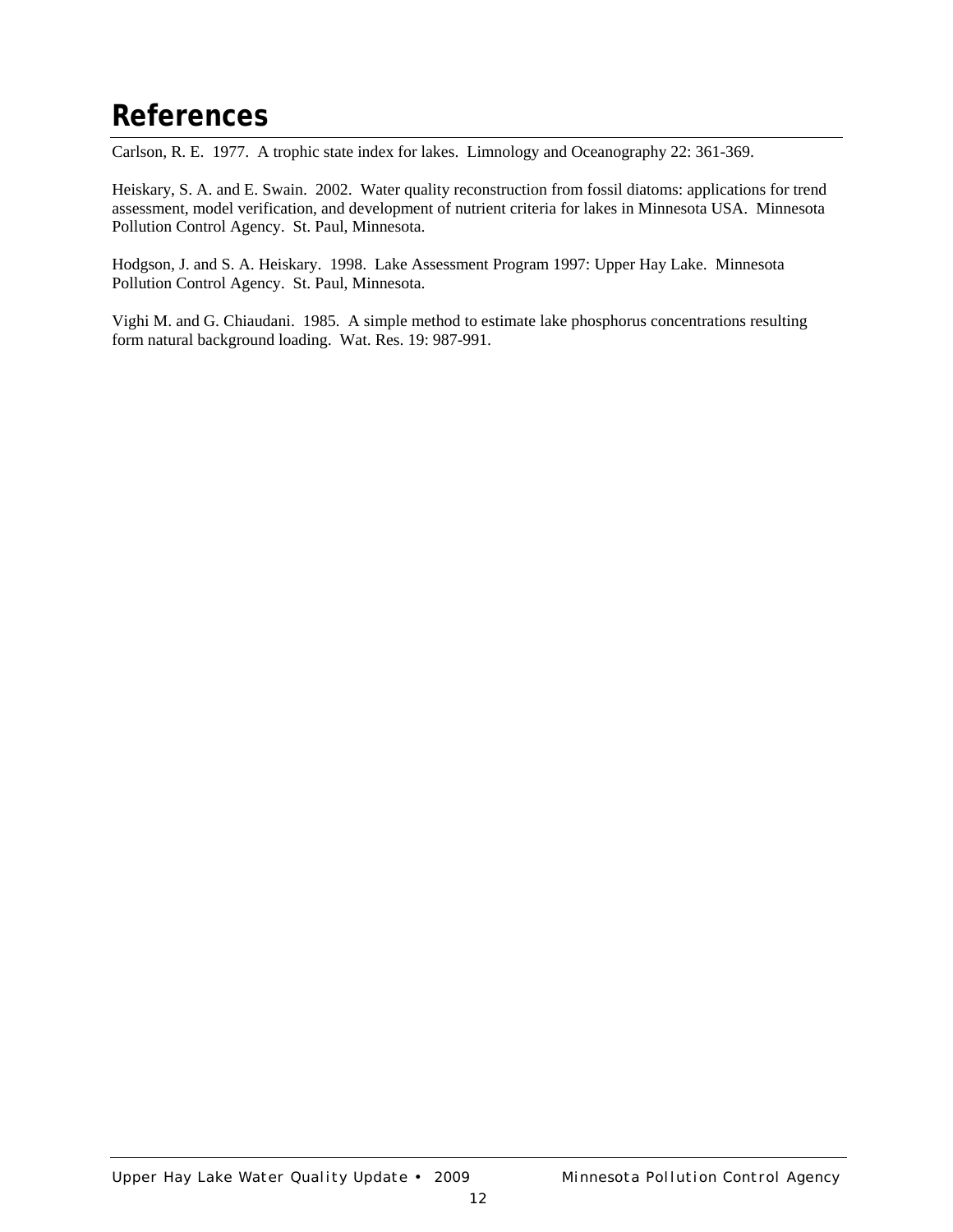# References

Carlson, R. E. 1977. A trophic state index for lakes. Limnology and Oceanography 22: 361-369.

Heiskary, S. A. and E. Swain. 2002. Water quality reconstruction from fossil diatoms: applications for trend assessment, model verification, and development of nutrient criteria for lakes in Minnesota USA. Minnesota Pollution Control Agency. St. Paul, Minnesota.

Hodgson, J. and S. A. Heiskary. 1998. Lake Assessment Program 1997: Upper Hay Lake. Minnesota Pollution Control Agency. St. Paul, Minnesota.

Vighi M. and G. Chiaudani. 1985. A simple method to estimate lake phosphorus concentrations resulting form natural background loading. Wat. Res. 19: 987-991.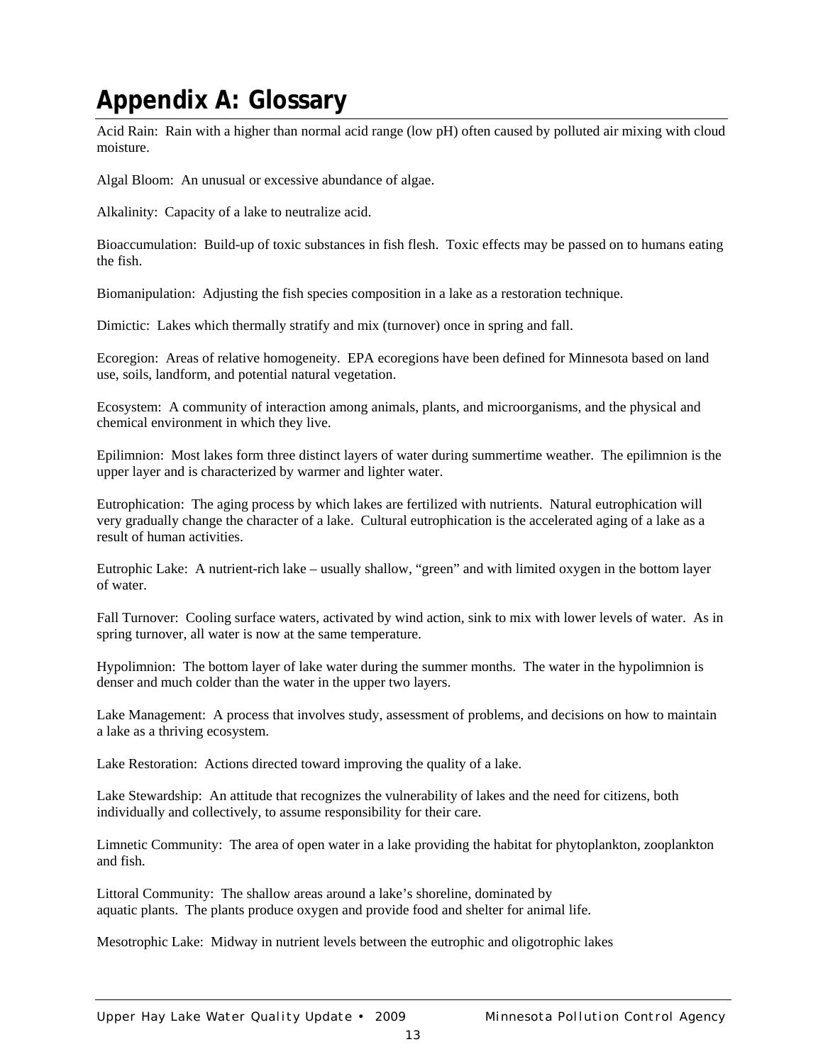# Appendix A: Glossary

Acid Rain: Rain with a higher than normal acid range (low pH) often caused by polluted air mixing with cloud moisture.

Algal Bloom: An unusual or excessive abundance of algae.

Alkalinity: Capacity of a lake to neutralize acid.

Bioaccumulation: Build-up of toxic substances in fish flesh. Toxic effects may be passed on to humans eating the fish.

Biomanipulation: Adjusting the fish species composition in a lake as a restoration technique.

Dimictic: Lakes which thermally stratify and mix (turnover) once in spring and fall.

Ecoregion: Areas of relative homogeneity. EPA ecoregions have been defined for Minnesota based on land use, soils, landform, and potential natural vegetation.

Ecosystem: A community of interaction among animals, plants, and microorganisms, and the physical and chemical environment in which they live.

Epilimnion: Most lakes form three distinct layers of water during summertime weather. The epilimnion is the upper layer and is characterized by warmer and lighter water.

Eutrophication: The aging process by which lakes are fertilized with nutrients. Natural eutrophication will very gradually change the character of a lake. Cultural eutrophication is the accelerated aging of a lake as a result of human activities.

Eutrophic Lake: A nutrient-rich lake – usually shallow, "green" and with limited oxygen in the bottom layer of water.

Fall Turnover: Cooling surface waters, activated by wind action, sink to mix with lower levels of water. As in spring turnover, all water is now at the same temperature.

Hypolimnion: The bottom layer of lake water during the summer months. The water in the hypolimnion is denser and much colder than the water in the upper two layers.

Lake Management: A process that involves study, assessment of problems, and decisions on how to maintain a lake as a thriving ecosystem.

Lake Restoration: Actions directed toward improving the quality of a lake.

Lake Stewardship: An attitude that recognizes the vulnerability of lakes and the need for citizens, both individually and collectively, to assume responsibility for their care.

Limnetic Community: The area of open water in a lake providing the habitat for phytoplankton, zooplankton and fish.

Littoral Community: The shallow areas around a lake's shoreline, dominated by aquatic plants. The plants produce oxygen and provide food and shelter for animal life.

Mesotrophic Lake: Midway in nutrient levels between the eutrophic and oligotrophic lakes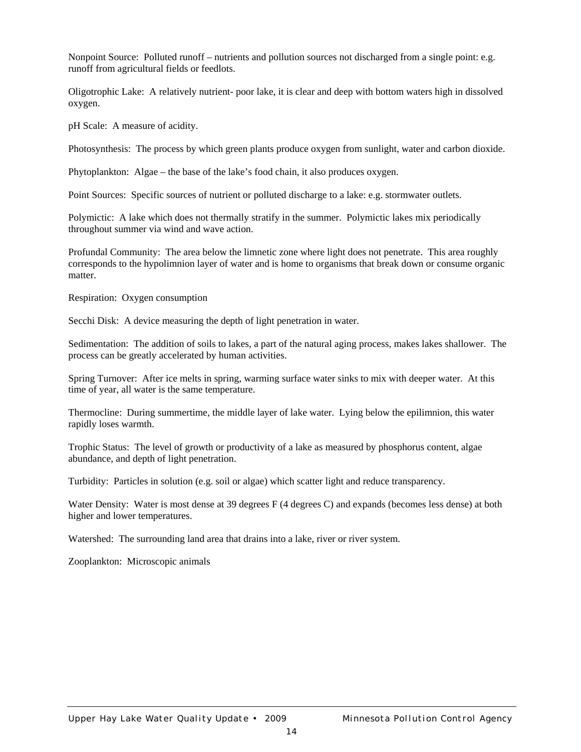Nonpoint Source: Polluted runoff – nutrients and pollution sources not discharged from a single point: e.g. runoff from agricultural fields or feedlots.

Oligotrophic Lake: A relatively nutrient- poor lake, it is clear and deep with bottom waters high in dissolved oxygen.

pH Scale: A measure of acidity.

Photosynthesis: The process by which green plants produce oxygen from sunlight, water and carbon dioxide.

Phytoplankton: Algae – the base of the lake's food chain, it also produces oxygen.

Point Sources: Specific sources of nutrient or polluted discharge to a lake: e.g. stormwater outlets.

Polymictic: A lake which does not thermally stratify in the summer. Polymictic lakes mix periodically throughout summer via wind and wave action.

Profundal Community: The area below the limnetic zone where light does not penetrate. This area roughly corresponds to the hypolimnion layer of water and is home to organisms that break down or consume organic matter.

Respiration: Oxygen consumption

Secchi Disk: A device measuring the depth of light penetration in water.

Sedimentation: The addition of soils to lakes, a part of the natural aging process, makes lakes shallower. The process can be greatly accelerated by human activities.

Spring Turnover: After ice melts in spring, warming surface water sinks to mix with deeper water. At this time of year, all water is the same temperature.

Thermocline: During summertime, the middle layer of lake water. Lying below the epilimnion, this water rapidly loses warmth.

Trophic Status: The level of growth or productivity of a lake as measured by phosphorus content, algae abundance, and depth of light penetration.

Turbidity: Particles in solution (e.g. soil or algae) which scatter light and reduce transparency.

Water Density: Water is most dense at 39 degrees F (4 degrees C) and expands (becomes less dense) at both higher and lower temperatures.

Watershed: The surrounding land area that drains into a lake, river or river system.

Zooplankton: Microscopic animals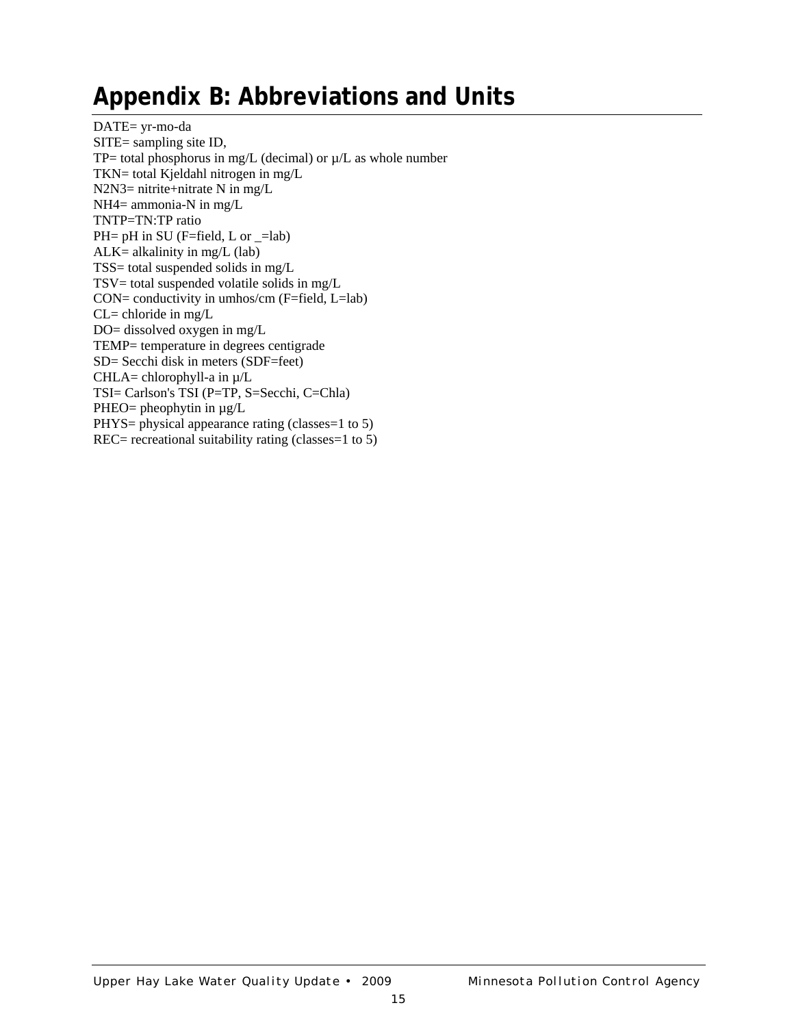# Appendix B: Abbreviations and Units

DATE= yr-mo-da
SITE= sampling site ID,
TP= total phosphorus in mg/L (decimal) or µ/L as whole number
TKN= total Kjeldahl nitrogen in mg/L
N2N3= nitrite+nitrate N in mg/L
NH4= ammonia-N in mg/L
TNTP=TN:TP ratio
PH= pH in SU (F=field, L or _=lab)
ALK= alkalinity in mg/L (lab)
TSS= total suspended solids in mg/L
TSV= total suspended volatile solids in mg/L
CON= conductivity in umhos/cm (F=field, L=lab)
CL= chloride in mg/L
DO= dissolved oxygen in mg/L
TEMP= temperature in degrees centigrade
SD= Secchi disk in meters (SDF=feet)
CHLA= chlorophyll-a in µ/L
TSI= Carlson's TSI (P=TP, S=Secchi, C=Chla)
PHEO= pheophytin in µg/L
PHYS= physical appearance rating (classes=1 to 5)
REC= recreational suitability rating (classes=1 to 5)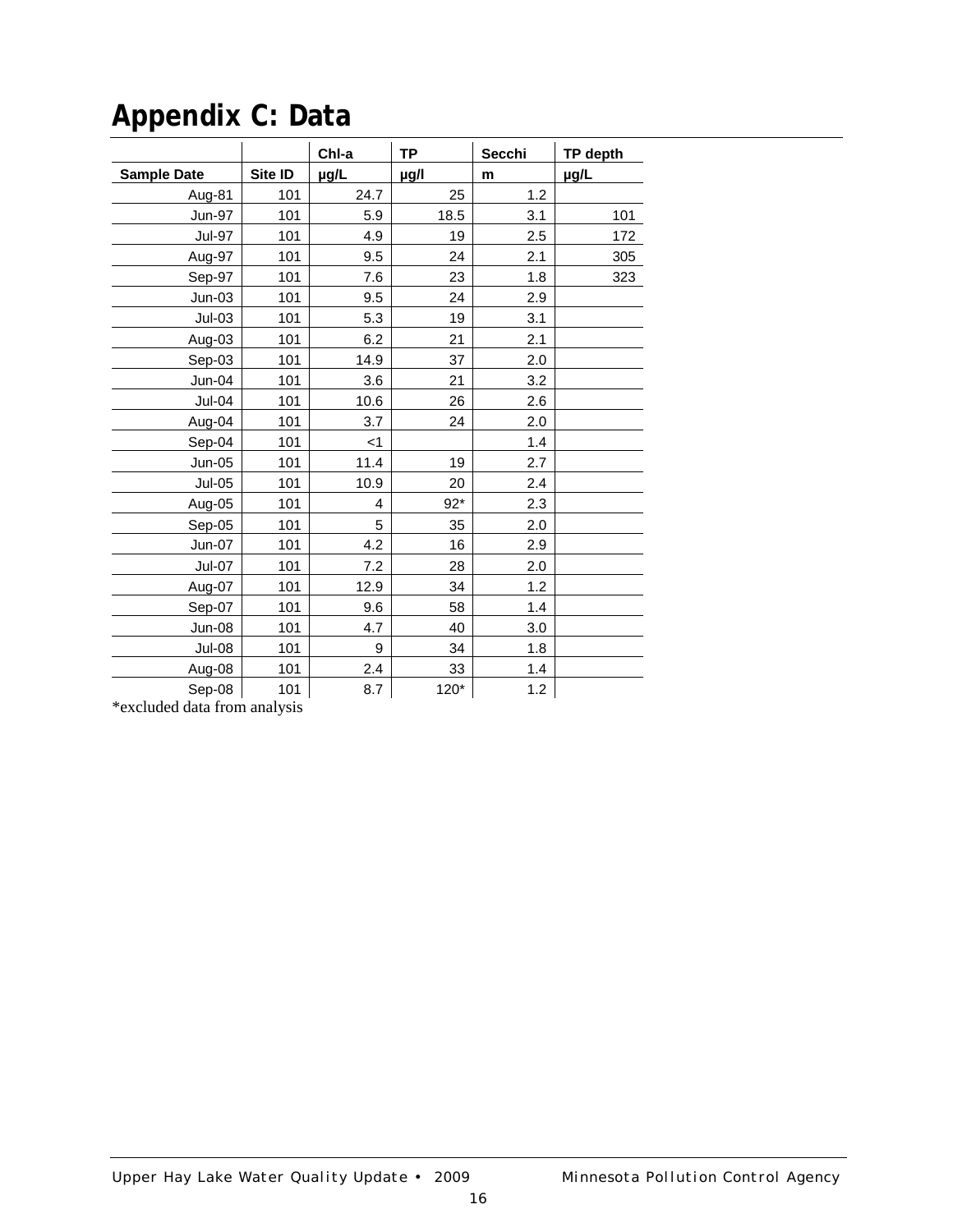# Appendix C: Data

| Sample Date | Site ID | Chl-a µg/L | TP µg/l | Secchi m | TP depth µg/L |
|---|---|---|---|---|---|
| Aug-81 | 101 | 24.7 | 25 | 1.2 | |
| Jun-97 | 101 | 5.9 | 18.5 | 3.1 | 101 |
| Jul-97 | 101 | 4.9 | 19 | 2.5 | 172 |
| Aug-97 | 101 | 9.5 | 24 | 2.1 | 305 |
| Sep-97 | 101 | 7.6 | 23 | 1.8 | 323 |
| Jun-03 | 101 | 9.5 | 24 | 2.9 | |
| Jul-03 | 101 | 5.3 | 19 | 3.1 | |
| Aug-03 | 101 | 6.2 | 21 | 2.1 | |
| Sep-03 | 101 | 14.9 | 37 | 2.0 | |
| Jun-04 | 101 | 3.6 | 21 | 3.2 | |
| Jul-04 | 101 | 10.6 | 26 | 2.6 | |
| Aug-04 | 101 | 3.7 | 24 | 2.0 | |
| Sep-04 | 101 | <1 | | 1.4 | |
| Jun-05 | 101 | 11.4 | 19 | 2.7 | |
| Jul-05 | 101 | 10.9 | 20 | 2.4 | |
| Aug-05 | 101 | 4 | 92* | 2.3 | |
| Sep-05 | 101 | 5 | 35 | 2.0 | |
| Jun-07 | 101 | 4.2 | 16 | 2.9 | |
| Jul-07 | 101 | 7.2 | 28 | 2.0 | |
| Aug-07 | 101 | 12.9 | 34 | 1.2 | |
| Sep-07 | 101 | 9.6 | 58 | 1.4 | |
| Jun-08 | 101 | 4.7 | 40 | 3.0 | |
| Jul-08 | 101 | 9 | 34 | 1.8 | |
| Aug-08 | 101 | 2.4 | 33 | 1.4 | |
| Sep-08 | 101 | 8.7 | 120* | 1.2 | |

*excluded data from analysis